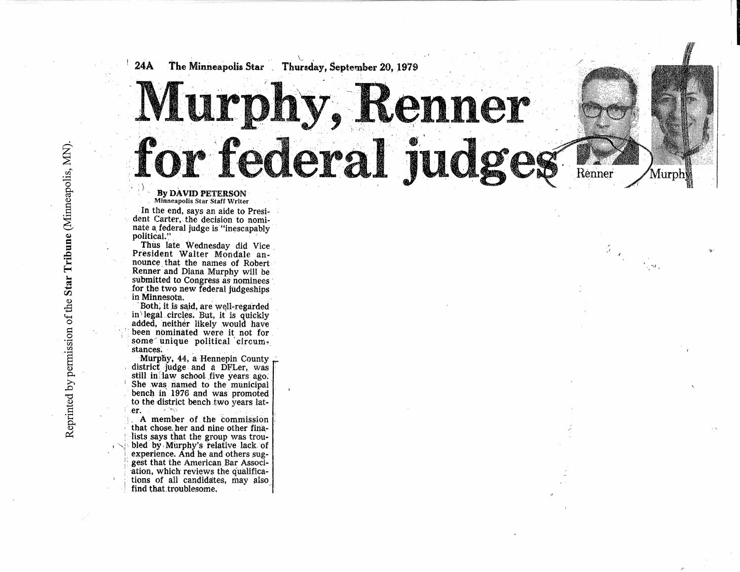24A The Minneapolis Star Thursday, September 20, 1979

# Murphy, Renner for federal judges

Renner Murphy

**By DAVID PETERSON**
Minneapolis Star Staff Writer

In the end, says an aide to President Carter, the decision to nominate a federal judge is "inescapably political."

Thus late Wednesday did Vice President Walter Mondale announce that the names of Robert Renner and Diana Murphy will be submitted to Congress as nominees for the two new federal judgeships in Minnesota.

Both, it is said, are well-regarded in legal circles. But, it is quickly added, neither likely would have been nominated were it not for some unique political circumstances.

Murphy, 44, a Hennepin County district judge and a DFLer, was still in law school five years ago. She was named to the municipal bench in 1976 and was promoted to the district bench two years later.

A member of the commission that chose her and nine other finalists says that the group was troubled by Murphy's relative lack of experience. And he and others suggest that the American Bar Association, which reviews the qualifications of all candidates, may also find that troublesome.

Reprinted by permission of the **Star Tribune** (Minneapolis, MN).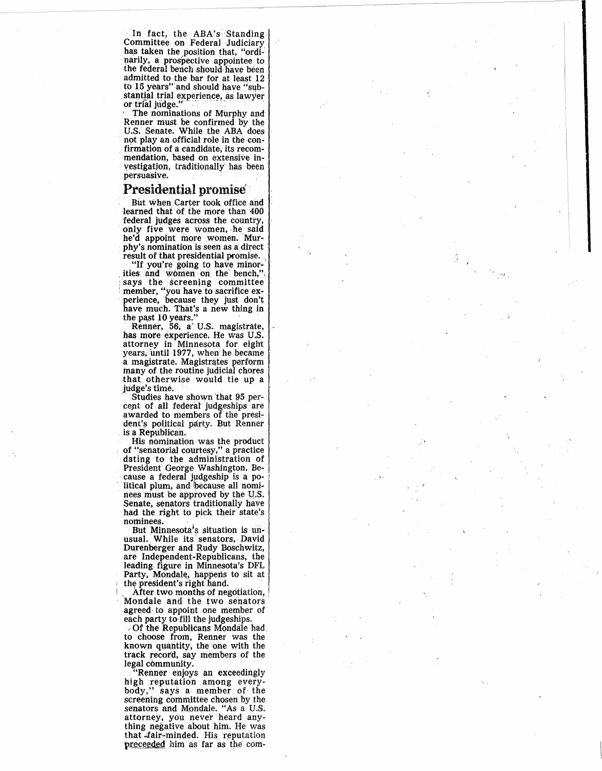In fact, the ABA's Standing Committee on Federal Judiciary has taken the position that, "ordinarily, a prospective appointee to the federal bench should have been admitted to the bar for at least 12 to 15 years" and should have "substantial trial experience, as lawyer or trial judge."

The nominations of Murphy and Renner must be confirmed by the U.S. Senate. While the ABA does not play an official role in the confirmation of a candidate, its recommendation, based on extensive investigation, traditionally has been persuasive.

## Presidential promise

But when Carter took office and learned that of the more than 400 federal judges across the country, only five were women, he said he'd appoint more women. Murphy's nomination is seen as a direct result of that presidential promise.

"If you're going to have minorities and women on the bench," says the screening committee member, "you have to sacrifice experience, because they just don't have much. That's a new thing in the past 10 years."

Renner, 56, a U.S. magistrate, has more experience. He was U.S. attorney in Minnesota for eight years, until 1977, when he became a magistrate. Magistrates perform many of the routine judicial chores that otherwise would tie up a judge's time.

Studies have shown that 95 percent of all federal judgeships are awarded to members of the president's political party. But Renner is a Republican.

His nomination was the product of "senatorial courtesy," a practice dating to the administration of President George Washington. Because a federal judgeship is a political plum, and because all nominees must be approved by the U.S. Senate, senators traditionally have had the right to pick their state's nominees.

But Minnesota's situation is unusual. While its senators, David Durenberger and Rudy Boschwitz, are Independent-Republicans, the leading figure in Minnesota's DFL Party, Mondale, happens to sit at the president's right hand.

After two months of negotiation, Mondale and the two senators agreed to appoint one member of each party to fill the judgeships.

Of the Republicans Mondale had to choose from, Renner was the known quantity, the one with the track record, say members of the legal community.

"Renner enjoys an exceedingly high reputation among everybody," says a member of the screening committee chosen by the senators and Mondale. "As a U.S. attorney, you never heard anything negative about him. He was that fair-minded. His reputation preceeded him as far as the com-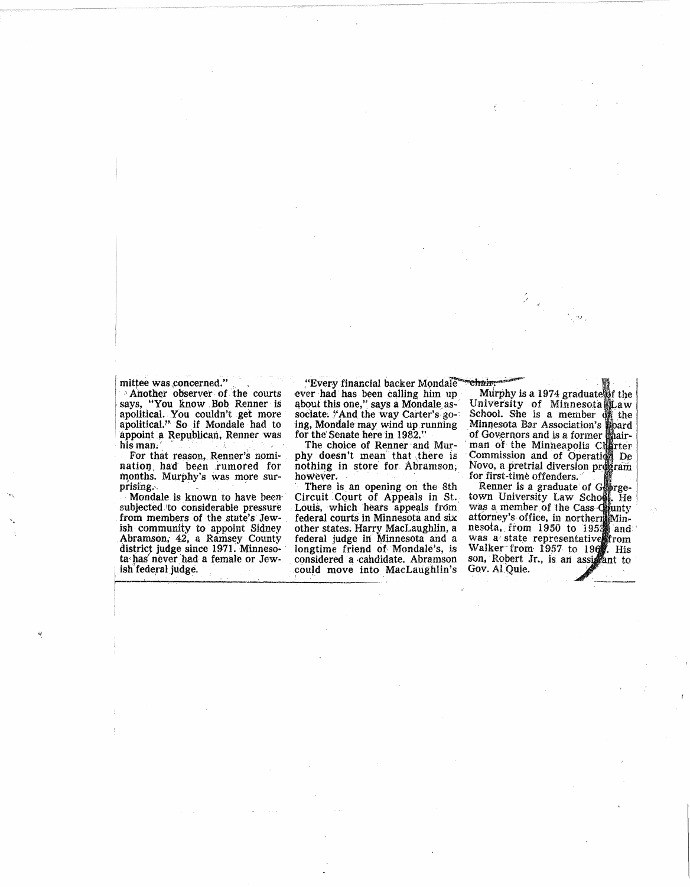mittee was concerned."

Another observer of the courts says, "You know Bob Renner is apolitical. You couldn't get more apolitical." So if Mondale had to appoint a Republican, Renner was his man.

For that reason, Renner's nomination had been rumored for months. Murphy's was more surprising.

Mondale is known to have been subjected to considerable pressure from members of the state's Jewish community to appoint Sidney Abramson, 42, a Ramsey County district judge since 1971. Minnesota has never had a female or Jewish federal judge.

"Every financial backer Mondale ever had has been calling him up about this one," says a Mondale associate. "And the way Carter's going, Mondale may wind up running for the Senate here in 1982."

The choice of Renner and Murphy doesn't mean that there is nothing in store for Abramson, however.

There is an opening on the 8th Circuit Court of Appeals in St. Louis, which hears appeals from federal courts in Minnesota and six other states. Harry MacLaughlin, a federal judge in Minnesota and a longtime friend of Mondale's, is considered a candidate. Abramson could move into MacLaughlin's chair.

Murphy is a 1974 graduate of the University of Minnesota Law School. She is a member of the Minnesota Bar Association's Board of Governors and is a former chairman of the Minneapolis Charter Commission and of Operation De Novo, a pretrial diversion program for first-time offenders.

Renner is a graduate of Georgetown University Law School. He was a member of the Cass County attorney's office, in northern Minnesota, from 1950 to 1953 and was a state representative from Walker from 1957 to 1969. His son, Robert Jr., is an assistant to Gov. Al Quie.